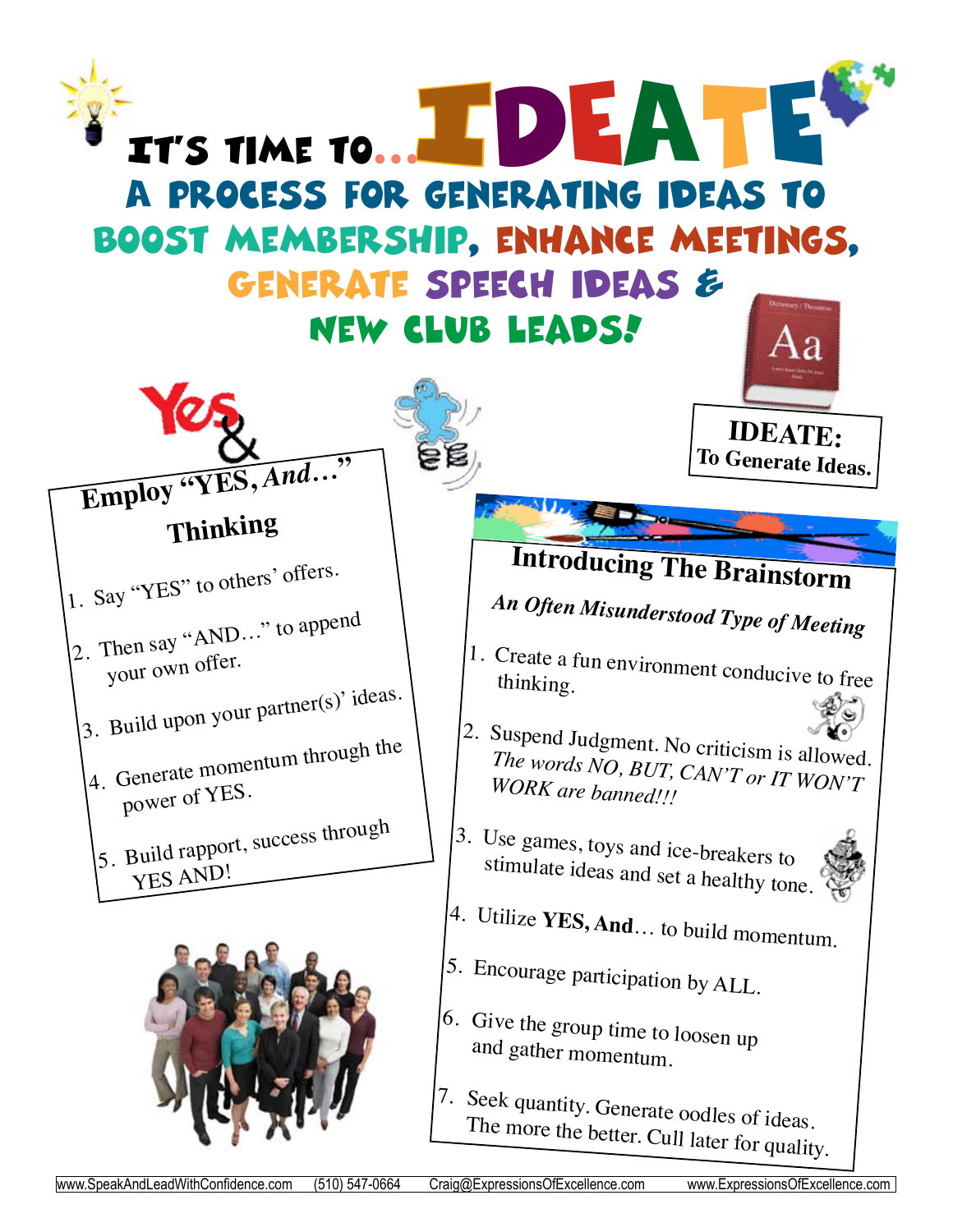# It's Time To... IDEATE

## A Process for Generating Ideas to Boost Membership, Enhance Meetings, Generate Speech Ideas & New Club Leads!

**IDEATE:** To Generate Ideas.

### Employ "YES, *And*..." Thinking

1. Say "YES" to others' offers.
2. Then say "AND..." to append your own offer.
3. Build upon your partner(s)' ideas.
4. Generate momentum through the power of YES.
5. Build rapport, success through YES AND!

### Introducing The Brainstorm

***An Often Misunderstood Type of Meeting***

1. Create a fun environment conducive to free thinking.
2. Suspend Judgment. No criticism is allowed. *The words NO, BUT, CAN'T or IT WON'T WORK are banned!!!*
3. Use games, toys and ice-breakers to stimulate ideas and set a healthy tone.
4. Utilize **YES, And**... to build momentum.
5. Encourage participation by ALL.
6. Give the group time to loosen up and gather momentum.
7. Seek quantity. Generate oodles of ideas. The more the better. Cull later for quality.

www.SpeakAndLeadWithConfidence.com (510) 547-0664 Craig@ExpressionsOfExcellence.com www.ExpressionsOfExcellence.com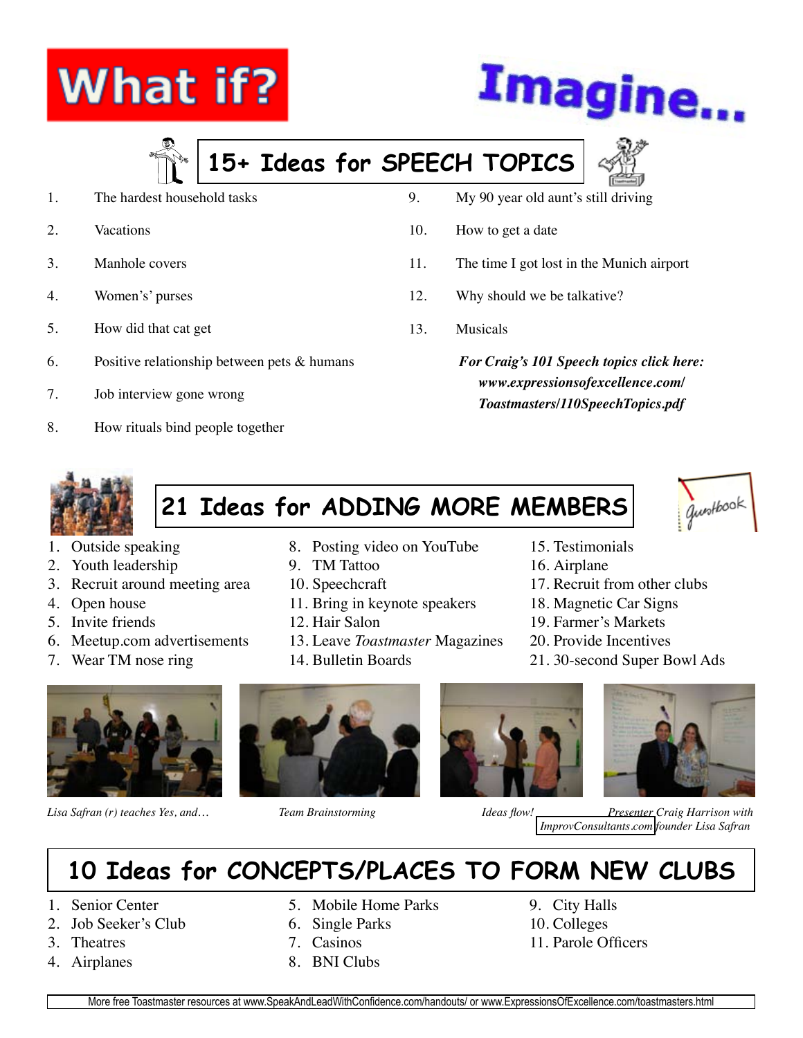# What if? Imagine...

## 15+ Ideas for SPEECH TOPICS

1. The hardest household tasks
2. Vacations
3. Manhole covers
4. Women's' purses
5. How did that cat get
6. Positive relationship between pets & humans
7. Job interview gone wrong
8. How rituals bind people together
9. My 90 year old aunt's still driving
10. How to get a date
11. The time I got lost in the Munich airport
12. Why should we be talkative?
13. Musicals

***For Craig's 101 Speech topics click here: www.expressionsofexcellence.com/Toastmasters/110SpeechTopics.pdf***

## 21 Ideas for ADDING MORE MEMBERS

1. Outside speaking
2. Youth leadership
3. Recruit around meeting area
4. Open house
5. Invite friends
6. Meetup.com advertisements
7. Wear TM nose ring
8. Posting video on YouTube
9. TM Tattoo
10. Speechcraft
11. Bring in keynote speakers
12. Hair Salon
13. Leave *Toastmaster* Magazines
14. Bulletin Boards
15. Testimonials
16. Airplane
17. Recruit from other clubs
18. Magnetic Car Signs
19. Farmer's Markets
20. Provide Incentives
21. 30-second Super Bowl Ads

*Lisa Safran (r) teaches Yes, and…*

*Team Brainstorming*

*Ideas flow!*

*Presenter Craig Harrison with ImprovConsultants.com founder Lisa Safran*

## 10 Ideas for CONCEPTS/PLACES TO FORM NEW CLUBS

1. Senior Center
2. Job Seeker's Club
3. Theatres
4. Airplanes
5. Mobile Home Parks
6. Single Parks
7. Casinos
8. BNI Clubs
9. City Halls
10. Colleges
11. Parole Officers

More free Toastmaster resources at www.SpeakAndLeadWithConfidence.com/handouts/ or www.ExpressionsOfExcellence.com/toastmasters.html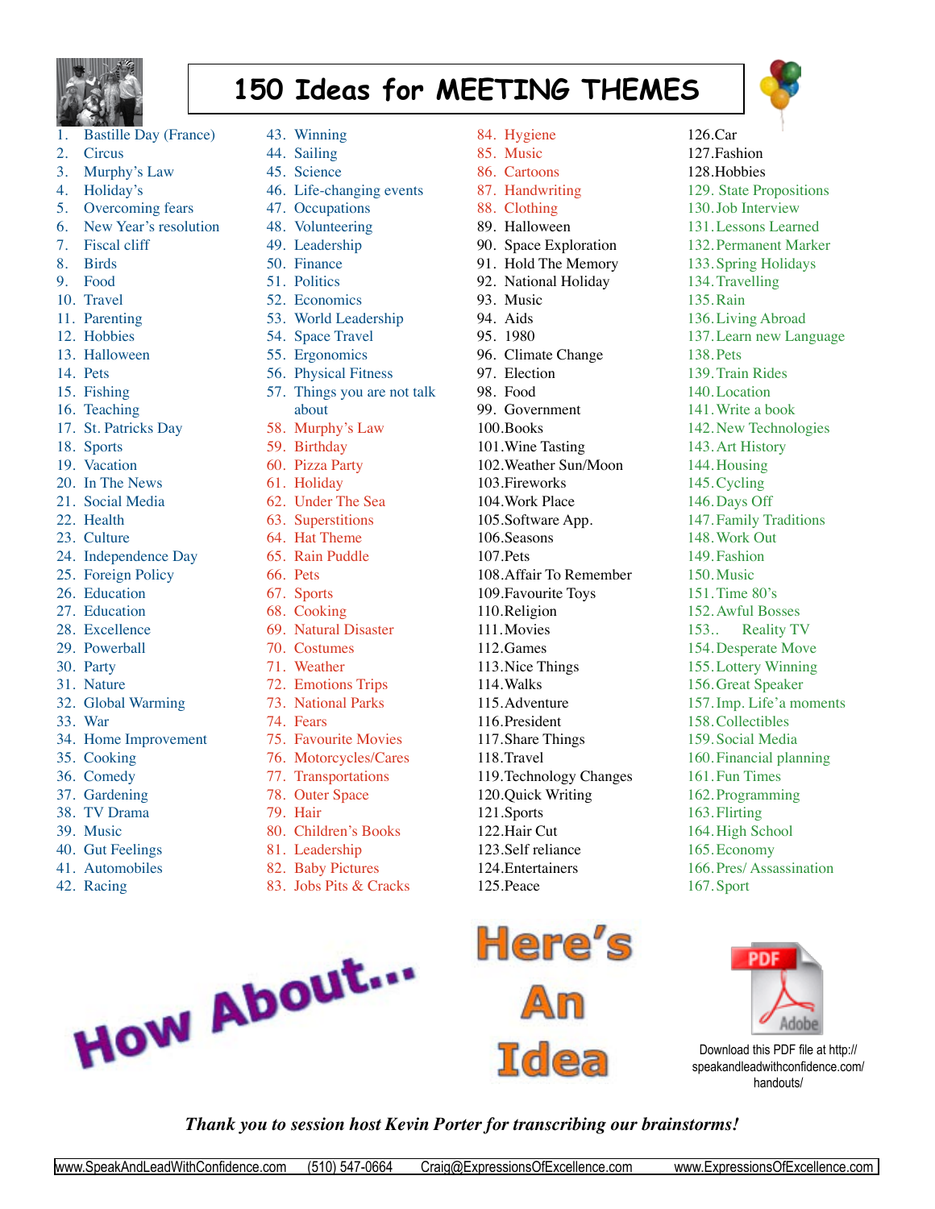# 150 Ideas for MEETING THEMES

1. Bastille Day (France)
2. Circus
3. Murphy's Law
4. Holiday's
5. Overcoming fears
6. New Year's resolution
7. Fiscal cliff
8. Birds
9. Food
10. Travel
11. Parenting
12. Hobbies
13. Halloween
14. Pets
15. Fishing
16. Teaching
17. St. Patricks Day
18. Sports
19. Vacation
20. In The News
21. Social Media
22. Health
23. Culture
24. Independence Day
25. Foreign Policy
26. Education
27. Education
28. Excellence
29. Powerball
30. Party
31. Nature
32. Global Warming
33. War
34. Home Improvement
35. Cooking
36. Comedy
37. Gardening
38. TV Drama
39. Music
40. Gut Feelings
41. Automobiles
42. Racing
43. Winning
44. Sailing
45. Science
46. Life-changing events
47. Occupations
48. Volunteering
49. Leadership
50. Finance
51. Politics
52. Economics
53. World Leadership
54. Space Travel
55. Ergonomics
56. Physical Fitness
57. Things you are not talk about
58. Murphy's Law
59. Birthday
60. Pizza Party
61. Holiday
62. Under The Sea
63. Superstitions
64. Hat Theme
65. Rain Puddle
66. Pets
67. Sports
68. Cooking
69. Natural Disaster
70. Costumes
71. Weather
72. Emotions Trips
73. National Parks
74. Fears
75. Favourite Movies
76. Motorcycles/Cares
77. Transportations
78. Outer Space
79. Hair
80. Children's Books
81. Leadership
82. Baby Pictures
83. Jobs Pits & Cracks
84. Hygiene
85. Music
86. Cartoons
87. Handwriting
88. Clothing
89. Halloween
90. Space Exploration
91. Hold The Memory
92. National Holiday
93. Music
94. Aids
95. 1980
96. Climate Change
97. Election
98. Food
99. Government
100. Books
101. Wine Tasting
102. Weather Sun/Moon
103. Fireworks
104. Work Place
105. Software App.
106. Seasons
107. Pets
108. Affair To Remember
109. Favourite Toys
110. Religion
111. Movies
112. Games
113. Nice Things
114. Walks
115. Adventure
116. President
117. Share Things
118. Travel
119. Technology Changes
120. Quick Writing
121. Sports
122. Hair Cut
123. Self reliance
124. Entertainers
125. Peace
126. Car
127. Fashion
128. Hobbies
129. State Propositions
130. Job Interview
131. Lessons Learned
132. Permanent Marker
133. Spring Holidays
134. Travelling
135. Rain
136. Living Abroad
137. Learn new Language
138. Pets
139. Train Rides
140. Location
141. Write a book
142. New Technologies
143. Art History
144. Housing
145. Cycling
146. Days Off
147. Family Traditions
148. Work Out
149. Fashion
150. Music
151. Time 80's
152. Awful Bosses
153.. Reality TV
154. Desperate Move
155. Lottery Winning
156. Great Speaker
157. Imp. Life'a moments
158. Collectibles
159. Social Media
160. Financial planning
161. Fun Times
162. Programming
163. Flirting
164. High School
165. Economy
166. Pres/ Assassination
167. Sport

How About...

Here's An Idea

Download this PDF file at http://speakandleadwithconfidence.com/handouts/

*Thank you to session host Kevin Porter for transcribing our brainstorms!*

www.SpeakAndLeadWithConfidence.com (510) 547-0664 Craig@ExpressionsOfExcellence.com www.ExpressionsOfExcellence.com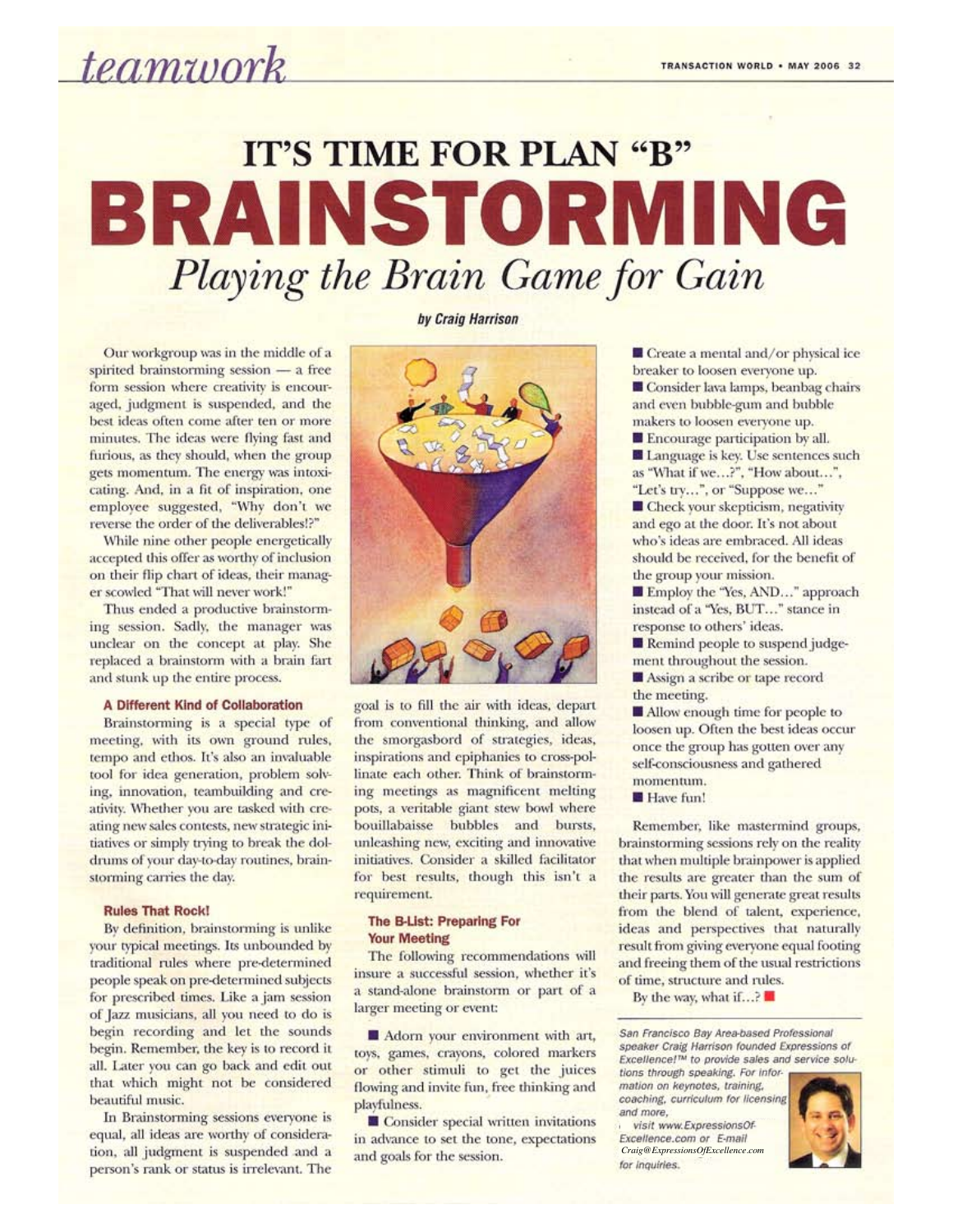teamwork

# IT'S TIME FOR PLAN "B"

# BRAINSTORMING

## *Playing the Brain Game for Gain*

**by Craig Harrison**

Our workgroup was in the middle of a spirited brainstorming session — a free form session where creativity is encouraged, judgment is suspended, and the best ideas often come after ten or more minutes. The ideas were flying fast and furious, as they should, when the group gets momentum. The energy was intoxicating. And, in a fit of inspiration, one employee suggested, "Why don't we reverse the order of the deliverables!?"

While nine other people energetically accepted this offer as worthy of inclusion on their flip chart of ideas, their manager scowled "That will never work!"

Thus ended a productive brainstorming session. Sadly, the manager was unclear on the concept at play. She replaced a brainstorm with a brain fart and stunk up the entire process.

### A Different Kind of Collaboration

Brainstorming is a special type of meeting, with its own ground rules, tempo and ethos. It's also an invaluable tool for idea generation, problem solving, innovation, teambuilding and creativity. Whether you are tasked with creating new sales contests, new strategic initiatives or simply trying to break the doldrums of your day-to-day routines, brainstorming carries the day.

### Rules That Rock!

By definition, brainstorming is unlike your typical meetings. Its unbounded by traditional rules where pre-determined people speak on pre-determined subjects for prescribed times. Like a jam session of Jazz musicians, all you need to do is begin recording and let the sounds begin. Remember, the key is to record it all. Later you can go back and edit out that which might not be considered beautiful music.

In Brainstorming sessions everyone is equal, all ideas are worthy of consideration, all judgment is suspended and a person's rank or status is irrelevant. The goal is to fill the air with ideas, depart from conventional thinking, and allow the smorgasbord of strategies, ideas, inspirations and epiphanies to cross-pollinate each other. Think of brainstorming meetings as magnificent melting pots, a veritable giant stew bowl where bouillabaisse bubbles and bursts, unleashing new, exciting and innovative initiatives. Consider a skilled facilitator for best results, though this isn't a requirement.

### The B-List: Preparing For Your Meeting

The following recommendations will insure a successful session, whether it's a stand-alone brainstorm or part of a larger meeting or event:

- Adorn your environment with art, toys, games, crayons, colored markers or other stimuli to get the juices flowing and invite fun, free thinking and playfulness.
- Consider special written invitations in advance to set the tone, expectations and goals for the session.
- Create a mental and/or physical ice breaker to loosen everyone up.
- Consider lava lamps, beanbag chairs and even bubble-gum and bubble makers to loosen everyone up.
- Encourage participation by all.
- Language is key. Use sentences such as "What if we…?", "How about…", "Let's try…", or "Suppose we…"
- Check your skepticism, negativity and ego at the door. It's not about who's ideas are embraced. All ideas should be received, for the benefit of the group your mission.
- Employ the "Yes, AND…" approach instead of a "Yes, BUT…" stance in response to others' ideas.
- Remind people to suspend judgement throughout the session.
- Assign a scribe or tape record the meeting.
- Allow enough time for people to loosen up. Often the best ideas occur once the group has gotten over any self-consciousness and gathered momentum.
- Have fun!

Remember, like mastermind groups, brainstorming sessions rely on the reality that when multiple brainpower is applied the results are greater than the sum of their parts. You will generate great results from the blend of talent, experience, ideas and perspectives that naturally result from giving everyone equal footing and freeing them of the usual restrictions of time, structure and rules.

By the way, what if…? ■

*San Francisco Bay Area-based Professional speaker Craig Harrison founded Expressions of Excellence!™ to provide sales and service solutions through speaking. For information on keynotes, training, coaching, curriculum for licensing and more, visit www.ExpressionsOfExcellence.com or E-mail Craig@ExpressionsOfExcellence.com for inquiries.*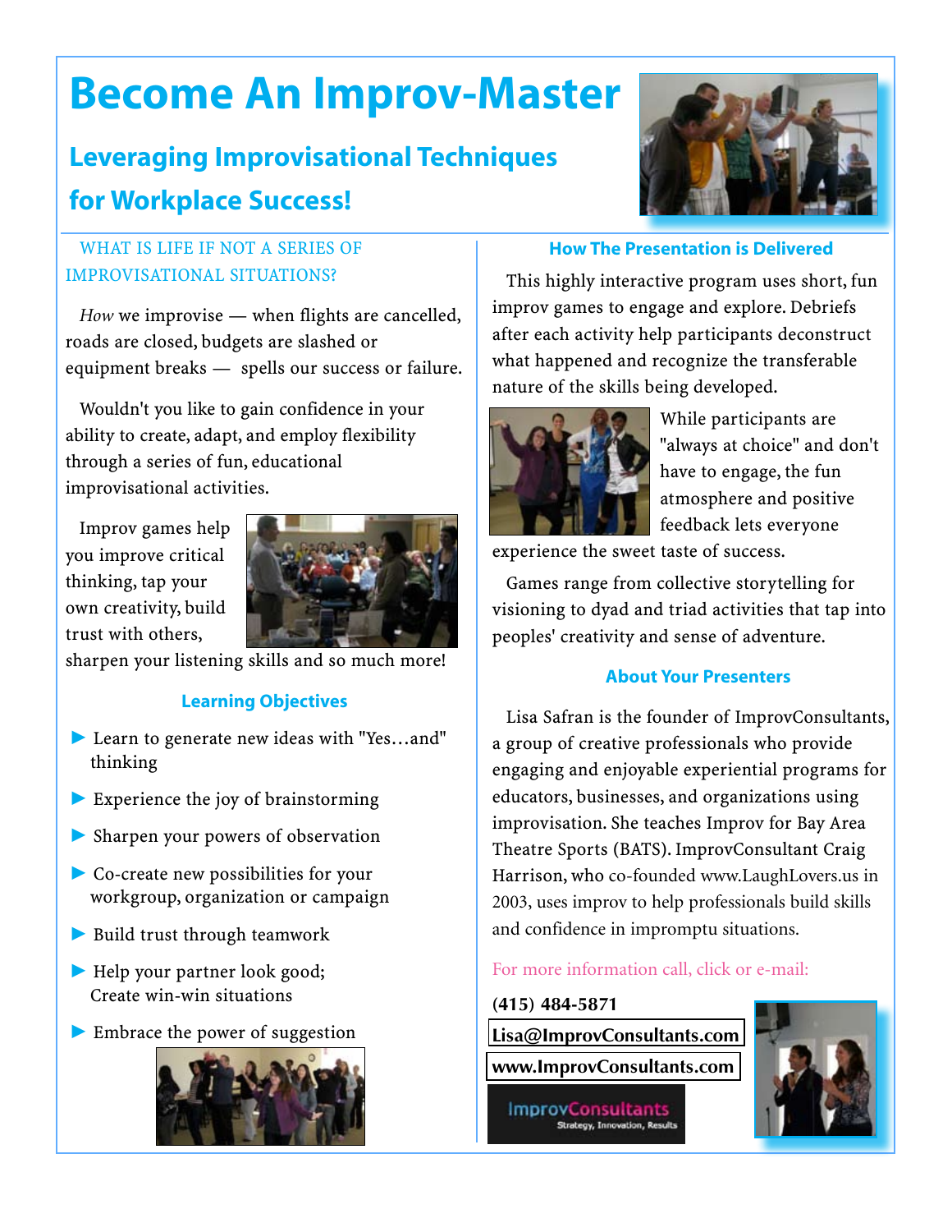# Become An Improv-Master

## Leveraging Improvisational Techniques for Workplace Success!

WHAT IS LIFE IF NOT A SERIES OF IMPROVISATIONAL SITUATIONS?

*How* we improvise — when flights are cancelled, roads are closed, budgets are slashed or equipment breaks — spells our success or failure.

Wouldn't you like to gain confidence in your ability to create, adapt, and employ flexibility through a series of fun, educational improvisational activities.

Improv games help you improve critical thinking, tap your own creativity, build trust with others, sharpen your listening skills and so much more!

### Learning Objectives

- Learn to generate new ideas with "Yes…and" thinking
- Experience the joy of brainstorming
- Sharpen your powers of observation
- Co-create new possibilities for your workgroup, organization or campaign
- Build trust through teamwork
- Help your partner look good; Create win-win situations
- Embrace the power of suggestion

### How The Presentation is Delivered

This highly interactive program uses short, fun improv games to engage and explore. Debriefs after each activity help participants deconstruct what happened and recognize the transferable nature of the skills being developed.

While participants are "always at choice" and don't have to engage, the fun atmosphere and positive feedback lets everyone experience the sweet taste of success.

Games range from collective storytelling for visioning to dyad and triad activities that tap into peoples' creativity and sense of adventure.

### About Your Presenters

Lisa Safran is the founder of ImprovConsultants, a group of creative professionals who provide engaging and enjoyable experiential programs for educators, businesses, and organizations using improvisation. She teaches Improv for Bay Area Theatre Sports (BATS). ImprovConsultant Craig Harrison, who co-founded www.LaughLovers.us in 2003, uses improv to help professionals build skills and confidence in impromptu situations.

For more information call, click or e-mail:

**(415) 484-5871**

**Lisa@ImprovConsultants.com**

**www.ImprovConsultants.com**

ImprovConsultants
Strategy, Innovation, Results